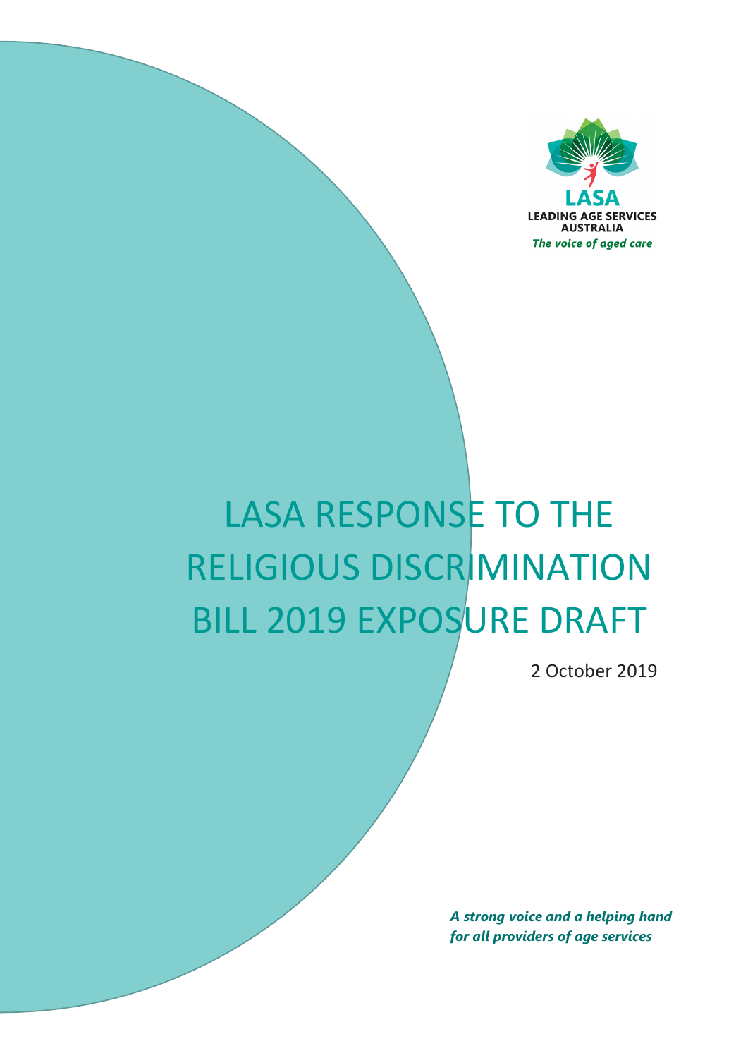**LASA**

**LEADING AGE SERVICES AUSTRALIA**

*The voice of aged care*

# LASA RESPONSE TO THE RELIGIOUS DISCRIMINATION BILL 2019 EXPOSURE DRAFT

2 October 2019

***A strong voice and a helping hand for all providers of age services***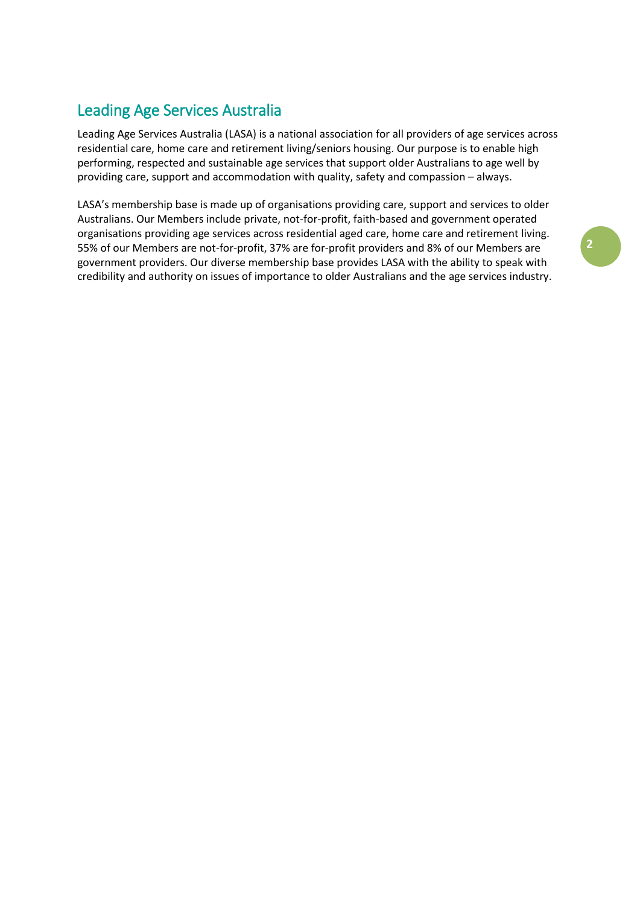## Leading Age Services Australia

Leading Age Services Australia (LASA) is a national association for all providers of age services across residential care, home care and retirement living/seniors housing. Our purpose is to enable high performing, respected and sustainable age services that support older Australians to age well by providing care, support and accommodation with quality, safety and compassion – always.

LASA's membership base is made up of organisations providing care, support and services to older Australians. Our Members include private, not-for-profit, faith-based and government operated organisations providing age services across residential aged care, home care and retirement living. 55% of our Members are not-for-profit, 37% are for-profit providers and 8% of our Members are government providers. Our diverse membership base provides LASA with the ability to speak with credibility and authority on issues of importance to older Australians and the age services industry.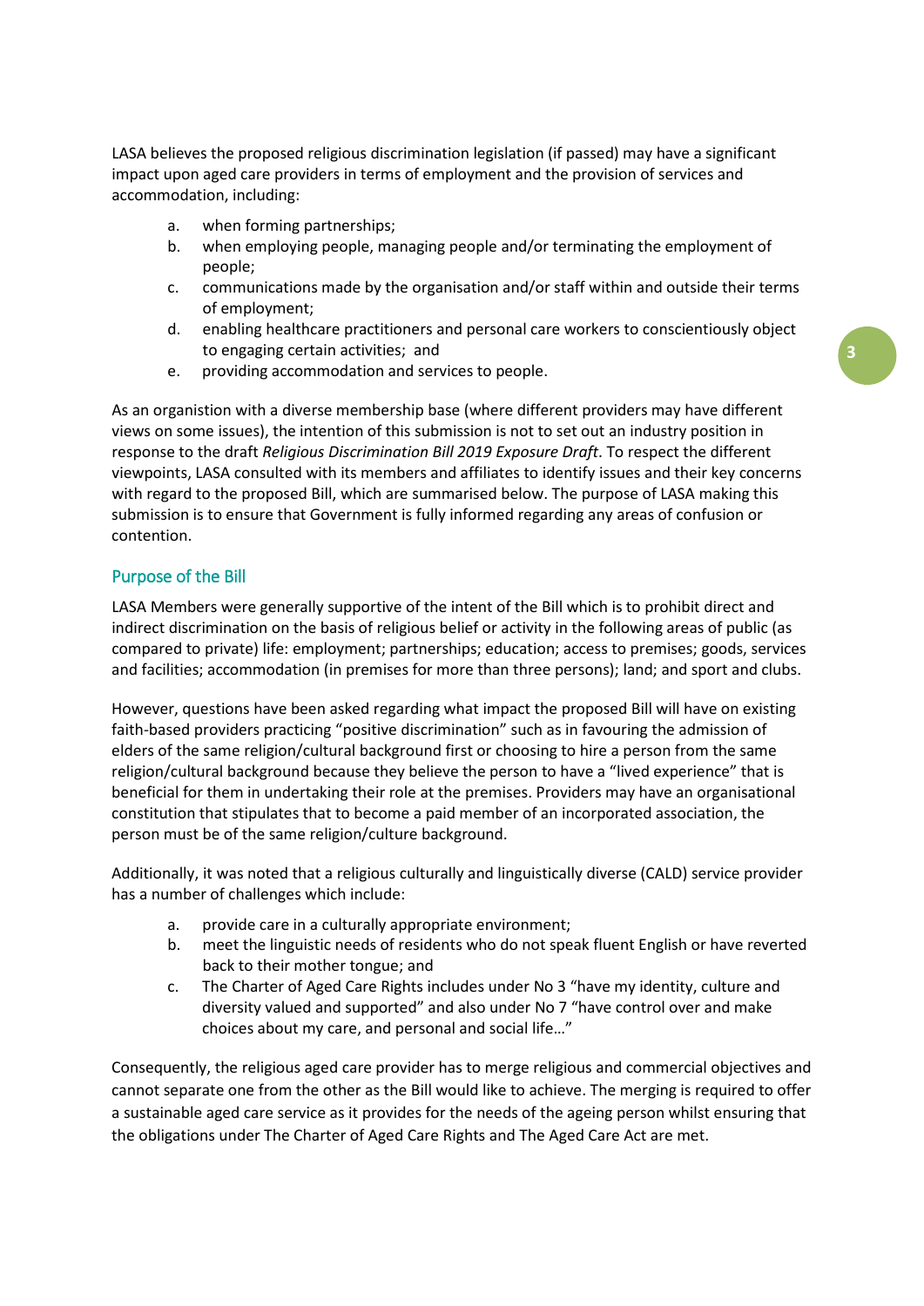LASA believes the proposed religious discrimination legislation (if passed) may have a significant impact upon aged care providers in terms of employment and the provision of services and accommodation, including:

a. when forming partnerships;
b. when employing people, managing people and/or terminating the employment of people;
c. communications made by the organisation and/or staff within and outside their terms of employment;
d. enabling healthcare practitioners and personal care workers to conscientiously object to engaging certain activities; and
e. providing accommodation and services to people.

As an organistion with a diverse membership base (where different providers may have different views on some issues), the intention of this submission is not to set out an industry position in response to the draft *Religious Discrimination Bill 2019 Exposure Draft*. To respect the different viewpoints, LASA consulted with its members and affiliates to identify issues and their key concerns with regard to the proposed Bill, which are summarised below. The purpose of LASA making this submission is to ensure that Government is fully informed regarding any areas of confusion or contention.

## Purpose of the Bill

LASA Members were generally supportive of the intent of the Bill which is to prohibit direct and indirect discrimination on the basis of religious belief or activity in the following areas of public (as compared to private) life: employment; partnerships; education; access to premises; goods, services and facilities; accommodation (in premises for more than three persons); land; and sport and clubs.

However, questions have been asked regarding what impact the proposed Bill will have on existing faith-based providers practicing "positive discrimination" such as in favouring the admission of elders of the same religion/cultural background first or choosing to hire a person from the same religion/cultural background because they believe the person to have a "lived experience" that is beneficial for them in undertaking their role at the premises. Providers may have an organisational constitution that stipulates that to become a paid member of an incorporated association, the person must be of the same religion/culture background.

Additionally, it was noted that a religious culturally and linguistically diverse (CALD) service provider has a number of challenges which include:

a. provide care in a culturally appropriate environment;
b. meet the linguistic needs of residents who do not speak fluent English or have reverted back to their mother tongue; and
c. The Charter of Aged Care Rights includes under No 3 "have my identity, culture and diversity valued and supported" and also under No 7 "have control over and make choices about my care, and personal and social life…"

Consequently, the religious aged care provider has to merge religious and commercial objectives and cannot separate one from the other as the Bill would like to achieve. The merging is required to offer a sustainable aged care service as it provides for the needs of the ageing person whilst ensuring that the obligations under The Charter of Aged Care Rights and The Aged Care Act are met.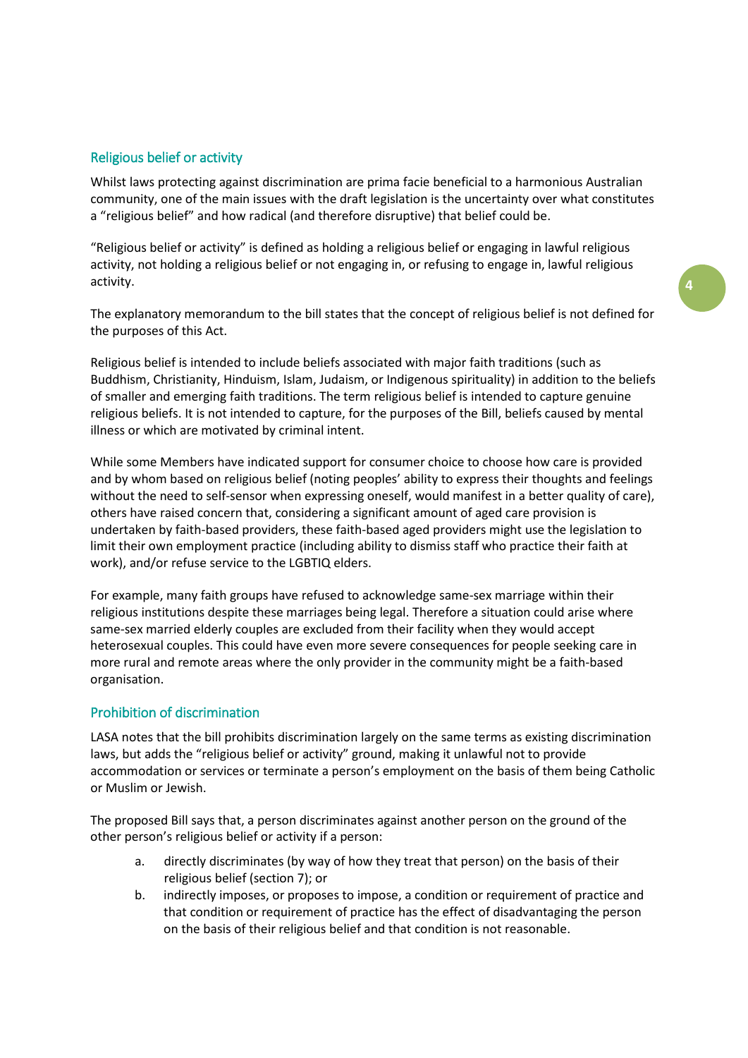## Religious belief or activity

Whilst laws protecting against discrimination are prima facie beneficial to a harmonious Australian community, one of the main issues with the draft legislation is the uncertainty over what constitutes a "religious belief" and how radical (and therefore disruptive) that belief could be.

"Religious belief or activity" is defined as holding a religious belief or engaging in lawful religious activity, not holding a religious belief or not engaging in, or refusing to engage in, lawful religious activity.

The explanatory memorandum to the bill states that the concept of religious belief is not defined for the purposes of this Act.

Religious belief is intended to include beliefs associated with major faith traditions (such as Buddhism, Christianity, Hinduism, Islam, Judaism, or Indigenous spirituality) in addition to the beliefs of smaller and emerging faith traditions. The term religious belief is intended to capture genuine religious beliefs. It is not intended to capture, for the purposes of the Bill, beliefs caused by mental illness or which are motivated by criminal intent.

While some Members have indicated support for consumer choice to choose how care is provided and by whom based on religious belief (noting peoples' ability to express their thoughts and feelings without the need to self-sensor when expressing oneself, would manifest in a better quality of care), others have raised concern that, considering a significant amount of aged care provision is undertaken by faith-based providers, these faith-based aged providers might use the legislation to limit their own employment practice (including ability to dismiss staff who practice their faith at work), and/or refuse service to the LGBTIQ elders.

For example, many faith groups have refused to acknowledge same-sex marriage within their religious institutions despite these marriages being legal. Therefore a situation could arise where same-sex married elderly couples are excluded from their facility when they would accept heterosexual couples. This could have even more severe consequences for people seeking care in more rural and remote areas where the only provider in the community might be a faith-based organisation.

## Prohibition of discrimination

LASA notes that the bill prohibits discrimination largely on the same terms as existing discrimination laws, but adds the "religious belief or activity" ground, making it unlawful not to provide accommodation or services or terminate a person's employment on the basis of them being Catholic or Muslim or Jewish.

The proposed Bill says that, a person discriminates against another person on the ground of the other person's religious belief or activity if a person:

a. directly discriminates (by way of how they treat that person) on the basis of their religious belief (section 7); or
b. indirectly imposes, or proposes to impose, a condition or requirement of practice and that condition or requirement of practice has the effect of disadvantaging the person on the basis of their religious belief and that condition is not reasonable.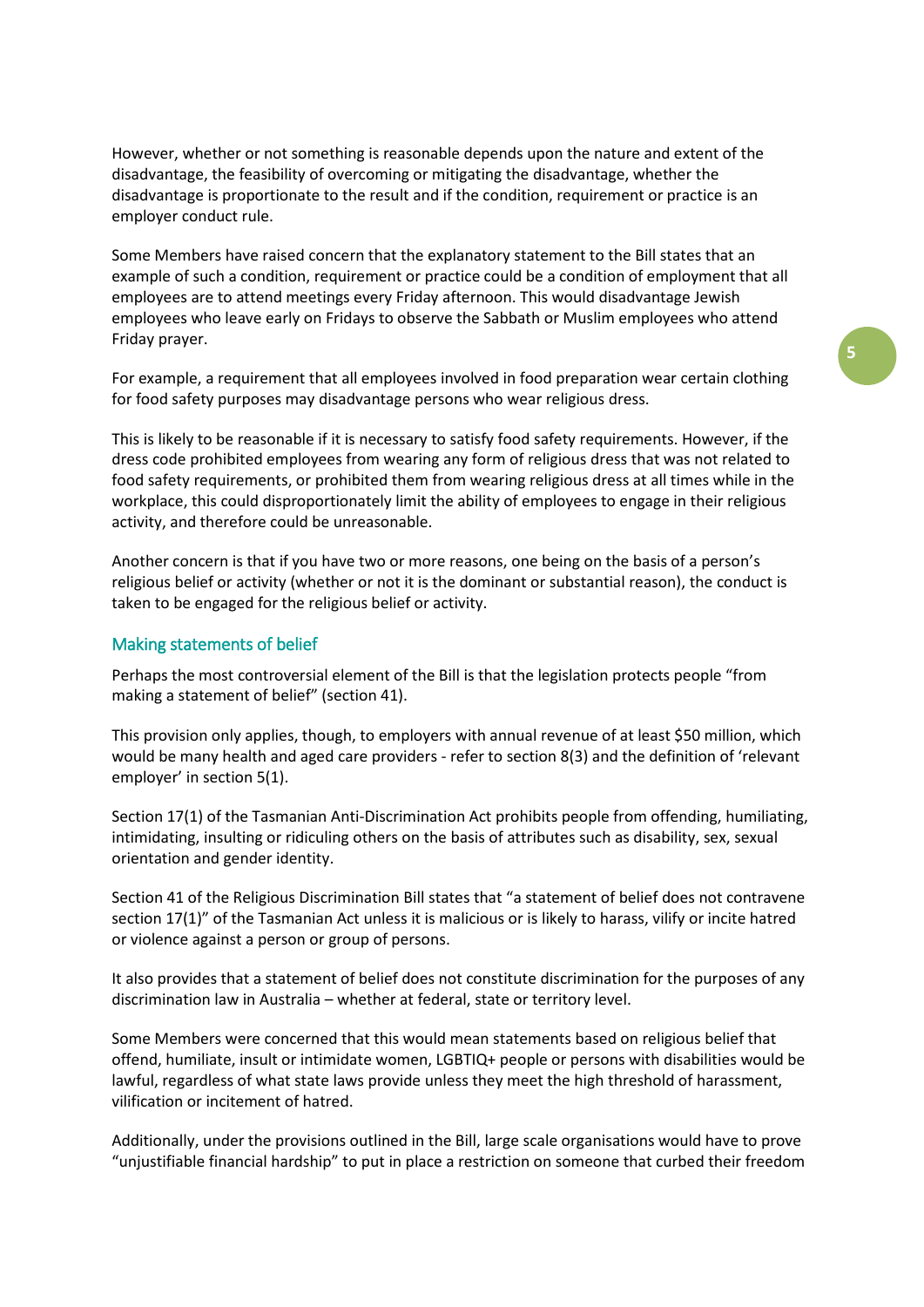However, whether or not something is reasonable depends upon the nature and extent of the disadvantage, the feasibility of overcoming or mitigating the disadvantage, whether the disadvantage is proportionate to the result and if the condition, requirement or practice is an employer conduct rule.

Some Members have raised concern that the explanatory statement to the Bill states that an example of such a condition, requirement or practice could be a condition of employment that all employees are to attend meetings every Friday afternoon. This would disadvantage Jewish employees who leave early on Fridays to observe the Sabbath or Muslim employees who attend Friday prayer.

For example, a requirement that all employees involved in food preparation wear certain clothing for food safety purposes may disadvantage persons who wear religious dress.

This is likely to be reasonable if it is necessary to satisfy food safety requirements. However, if the dress code prohibited employees from wearing any form of religious dress that was not related to food safety requirements, or prohibited them from wearing religious dress at all times while in the workplace, this could disproportionately limit the ability of employees to engage in their religious activity, and therefore could be unreasonable.

Another concern is that if you have two or more reasons, one being on the basis of a person's religious belief or activity (whether or not it is the dominant or substantial reason), the conduct is taken to be engaged for the religious belief or activity.

## Making statements of belief

Perhaps the most controversial element of the Bill is that the legislation protects people "from making a statement of belief" (section 41).

This provision only applies, though, to employers with annual revenue of at least $50 million, which would be many health and aged care providers - refer to section 8(3) and the definition of 'relevant employer' in section 5(1).

Section 17(1) of the Tasmanian Anti-Discrimination Act prohibits people from offending, humiliating, intimidating, insulting or ridiculing others on the basis of attributes such as disability, sex, sexual orientation and gender identity.

Section 41 of the Religious Discrimination Bill states that "a statement of belief does not contravene section 17(1)" of the Tasmanian Act unless it is malicious or is likely to harass, vilify or incite hatred or violence against a person or group of persons.

It also provides that a statement of belief does not constitute discrimination for the purposes of any discrimination law in Australia – whether at federal, state or territory level.

Some Members were concerned that this would mean statements based on religious belief that offend, humiliate, insult or intimidate women, LGBTIQ+ people or persons with disabilities would be lawful, regardless of what state laws provide unless they meet the high threshold of harassment, vilification or incitement of hatred.

Additionally, under the provisions outlined in the Bill, large scale organisations would have to prove "unjustifiable financial hardship" to put in place a restriction on someone that curbed their freedom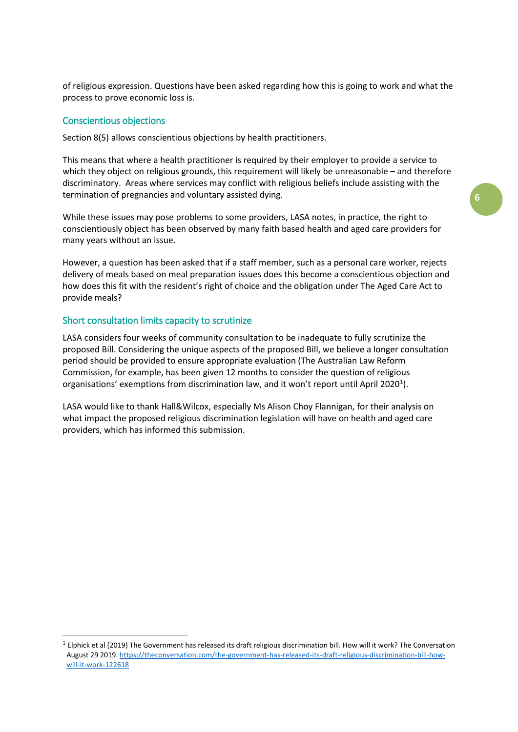of religious expression. Questions have been asked regarding how this is going to work and what the process to prove economic loss is.

## Conscientious objections

Section 8(5) allows conscientious objections by health practitioners.

This means that where a health practitioner is required by their employer to provide a service to which they object on religious grounds, this requirement will likely be unreasonable – and therefore discriminatory. Areas where services may conflict with religious beliefs include assisting with the termination of pregnancies and voluntary assisted dying.

While these issues may pose problems to some providers, LASA notes, in practice, the right to conscientiously object has been observed by many faith based health and aged care providers for many years without an issue.

However, a question has been asked that if a staff member, such as a personal care worker, rejects delivery of meals based on meal preparation issues does this become a conscientious objection and how does this fit with the resident's right of choice and the obligation under The Aged Care Act to provide meals?

## Short consultation limits capacity to scrutinize

LASA considers four weeks of community consultation to be inadequate to fully scrutinize the proposed Bill. Considering the unique aspects of the proposed Bill, we believe a longer consultation period should be provided to ensure appropriate evaluation (The Australian Law Reform Commission, for example, has been given 12 months to consider the question of religious organisations' exemptions from discrimination law, and it won't report until April 2020[1]).

LASA would like to thank Hall&Wilcox, especially Ms Alison Choy Flannigan, for their analysis on what impact the proposed religious discrimination legislation will have on health and aged care providers, which has informed this submission.

---

[1] Elphick et al (2019) The Government has released its draft religious discrimination bill. How will it work? The Conversation August 29 2019. https://theconversation.com/the-government-has-released-its-draft-religious-discrimination-bill-how-will-it-work-122618